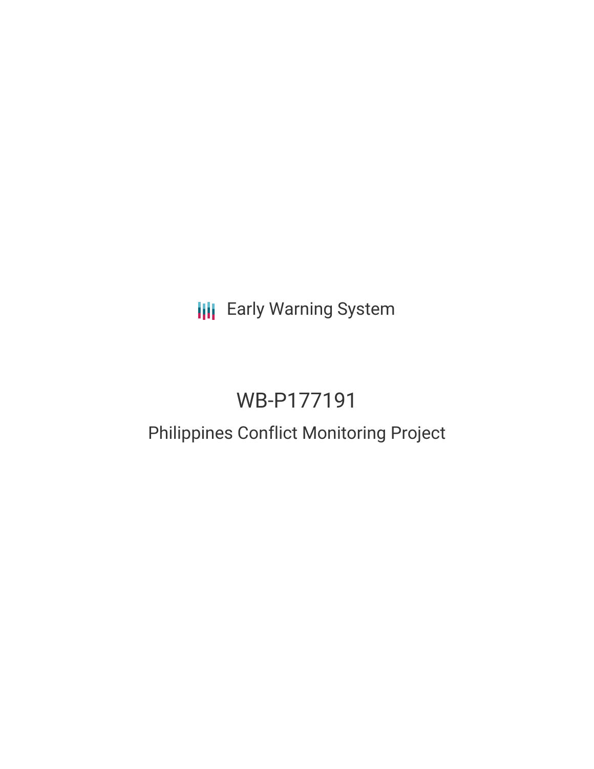Early Warning System

# WB-P177191

## Philippines Conflict Monitoring Project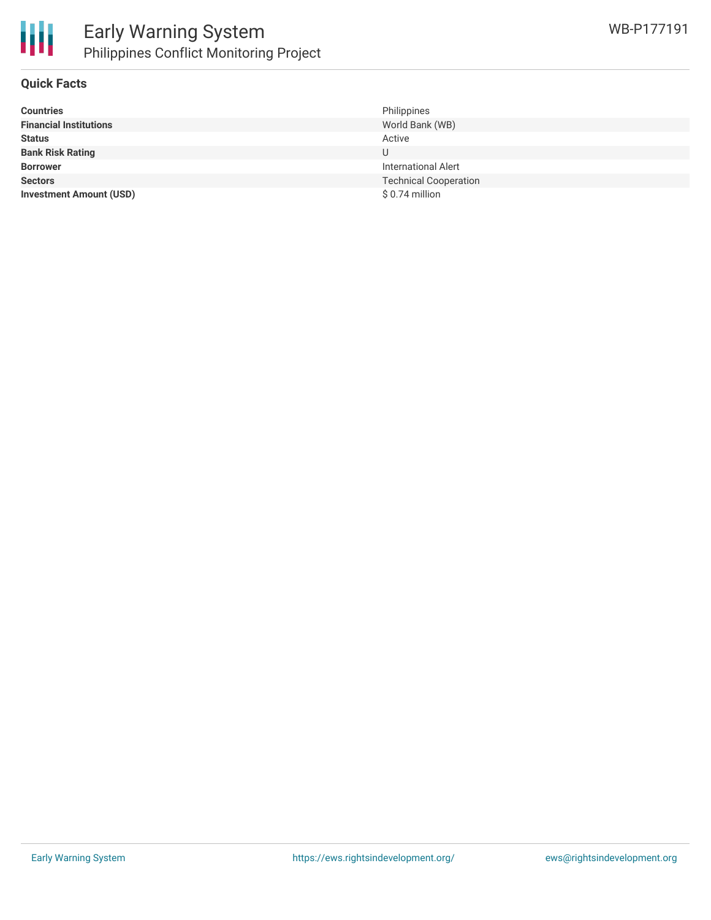# Early Warning System
## Philippines Conflict Monitoring Project

WB-P177191

### Quick Facts

| | |
|---|---|
| **Countries** | Philippines |
| **Financial Institutions** | World Bank (WB) |
| **Status** | Active |
| **Bank Risk Rating** | U |
| **Borrower** | International Alert |
| **Sectors** | Technical Cooperation |
| **Investment Amount (USD)** | $ 0.74 million |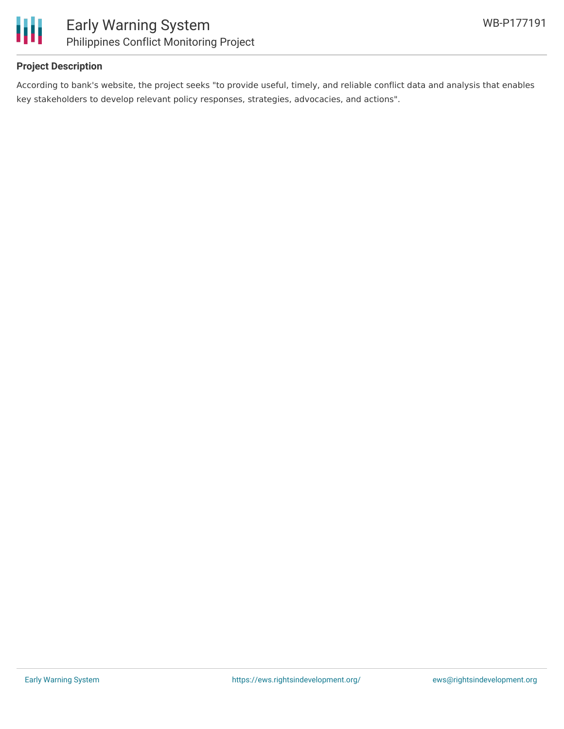## Project Description

According to bank's website, the project seeks "to provide useful, timely, and reliable conflict data and analysis that enables key stakeholders to develop relevant policy responses, strategies, advocacies, and actions".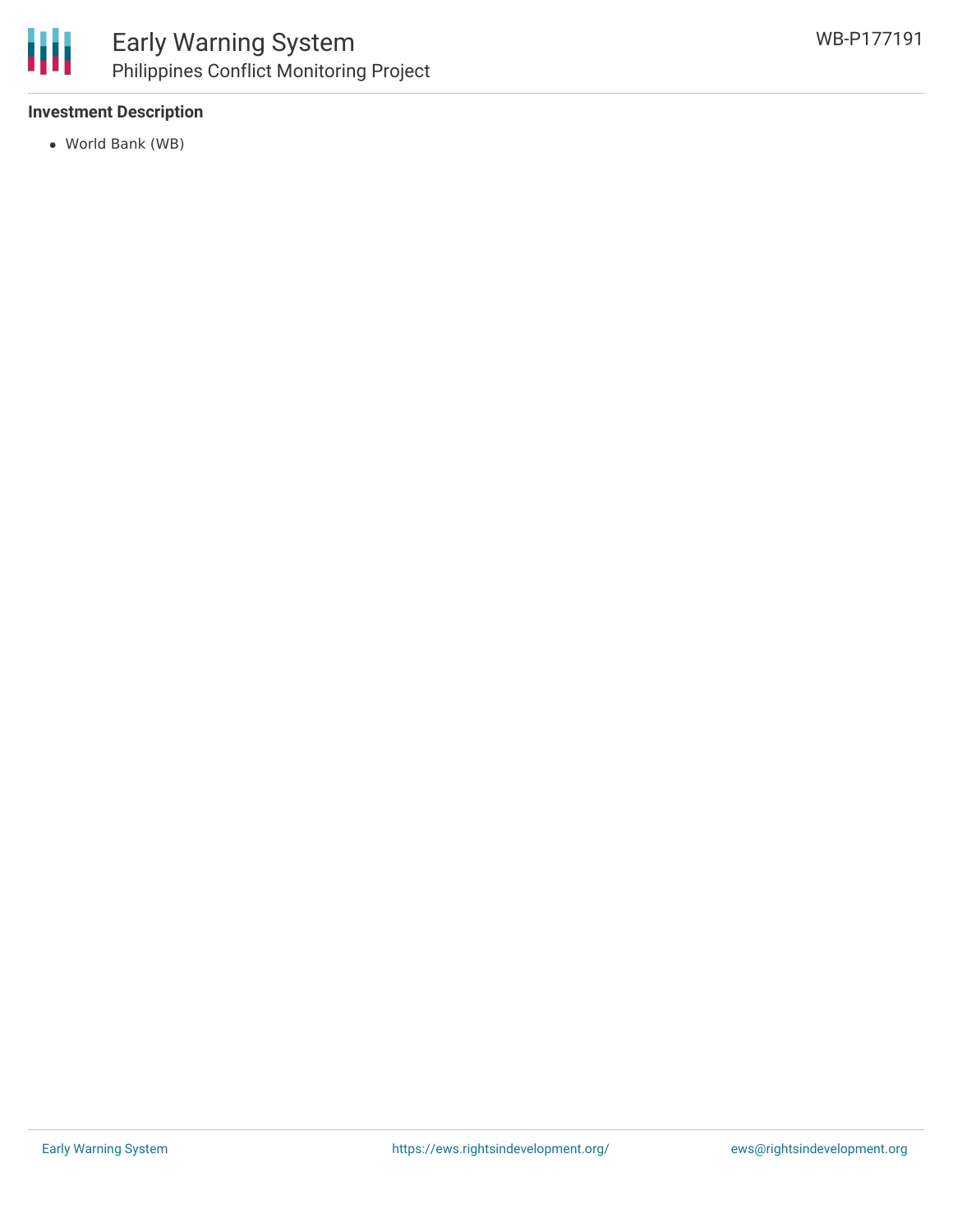### Investment Description

- World Bank (WB)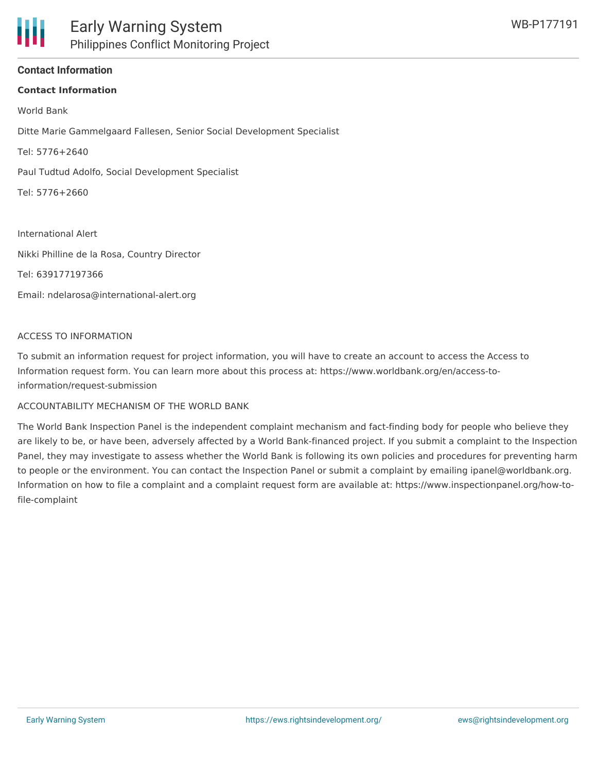## Contact Information

**Contact Information**

World Bank

Ditte Marie Gammelgaard Fallesen, Senior Social Development Specialist

Tel: 5776+2640

Paul Tudtud Adolfo, Social Development Specialist

Tel: 5776+2660

International Alert

Nikki Philline de la Rosa, Country Director

Tel: 639177197366

Email: ndelarosa@international-alert.org

ACCESS TO INFORMATION

To submit an information request for project information, you will have to create an account to access the Access to Information request form. You can learn more about this process at: https://www.worldbank.org/en/access-to-information/request-submission

ACCOUNTABILITY MECHANISM OF THE WORLD BANK

The World Bank Inspection Panel is the independent complaint mechanism and fact-finding body for people who believe they are likely to be, or have been, adversely affected by a World Bank-financed project. If you submit a complaint to the Inspection Panel, they may investigate to assess whether the World Bank is following its own policies and procedures for preventing harm to people or the environment. You can contact the Inspection Panel or submit a complaint by emailing ipanel@worldbank.org. Information on how to file a complaint and a complaint request form are available at: https://www.inspectionpanel.org/how-to-file-complaint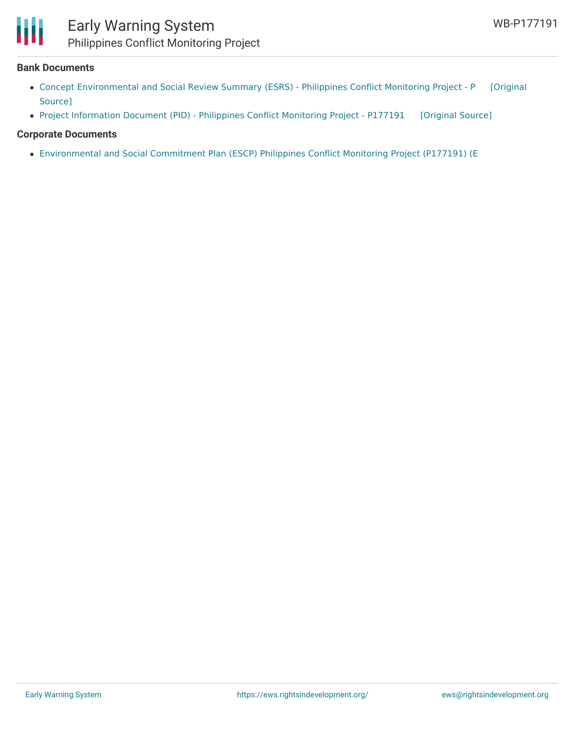### Bank Documents

- Concept Environmental and Social Review Summary (ESRS) - Philippines Conflict Monitoring Project - P [Original Source]
- Project Information Document (PID) - Philippines Conflict Monitoring Project - P177191 [Original Source]

### Corporate Documents

- Environmental and Social Commitment Plan (ESCP) Philippines Conflict Monitoring Project (P177191) (E